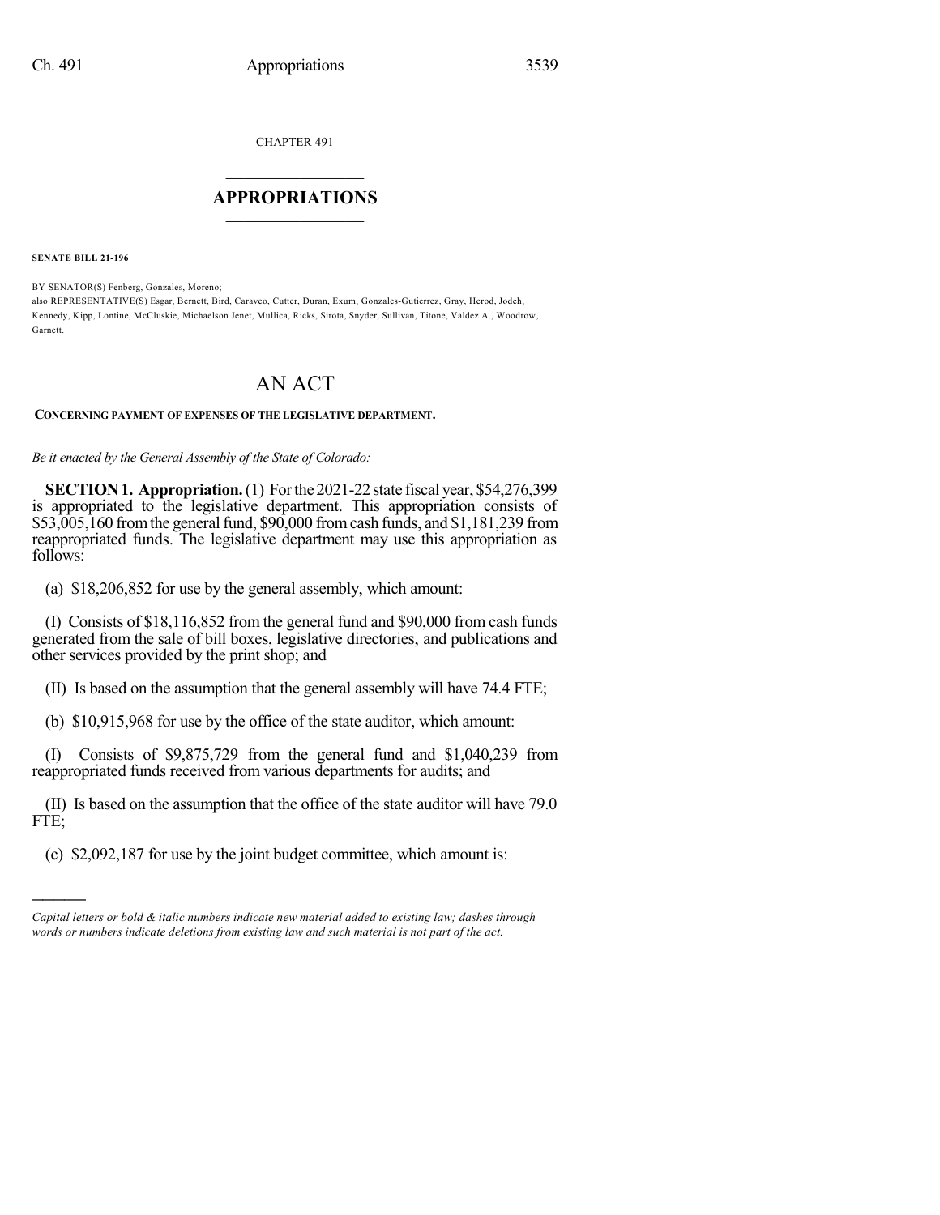CHAPTER 491

# APPROPRIATIONS

**SENATE BILL 21-196**

BY SENATOR(S) Fenberg, Gonzales, Moreno;
also REPRESENTATIVE(S) Esgar, Bernett, Bird, Caraveo, Cutter, Duran, Exum, Gonzales-Gutierrez, Gray, Herod, Jodeh, Kennedy, Kipp, Lontine, McCluskie, Michaelson Jenet, Mullica, Ricks, Sirota, Snyder, Sullivan, Titone, Valdez A., Woodrow, Garnett.

# AN ACT

**CONCERNING PAYMENT OF EXPENSES OF THE LEGISLATIVE DEPARTMENT.**

*Be it enacted by the General Assembly of the State of Colorado:*

**SECTION 1. Appropriation.** (1) For the 2021-22 state fiscal year, $54,276,399 is appropriated to the legislative department. This appropriation consists of $53,005,160 from the general fund, $90,000 from cash funds, and $1,181,239 from reappropriated funds. The legislative department may use this appropriation as follows:

(a) $18,206,852 for use by the general assembly, which amount:

(I) Consists of $18,116,852 from the general fund and $90,000 from cash funds generated from the sale of bill boxes, legislative directories, and publications and other services provided by the print shop; and

(II) Is based on the assumption that the general assembly will have 74.4 FTE;

(b) $10,915,968 for use by the office of the state auditor, which amount:

(I) Consists of $9,875,729 from the general fund and $1,040,239 from reappropriated funds received from various departments for audits; and

(II) Is based on the assumption that the office of the state auditor will have 79.0 FTE;

(c) $2,092,187 for use by the joint budget committee, which amount is:

---

*Capital letters or bold & italic numbers indicate new material added to existing law; dashes through words or numbers indicate deletions from existing law and such material is not part of the act.*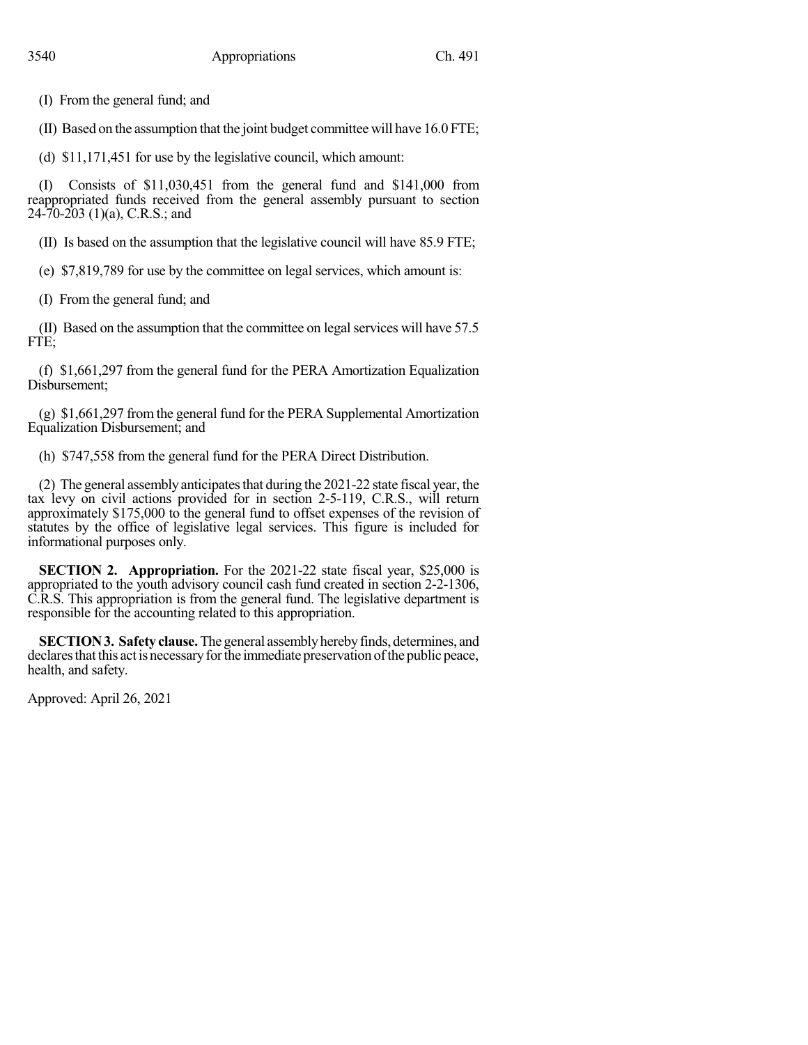(I) From the general fund; and

(II) Based on the assumption that the joint budget committee will have 16.0 FTE;

(d) $11,171,451 for use by the legislative council, which amount:

(I) Consists of $11,030,451 from the general fund and $141,000 from reappropriated funds received from the general assembly pursuant to section 24-70-203 (1)(a), C.R.S.; and

(II) Is based on the assumption that the legislative council will have 85.9 FTE;

(e) $7,819,789 for use by the committee on legal services, which amount is:

(I) From the general fund; and

(II) Based on the assumption that the committee on legal services will have 57.5 FTE;

(f) $1,661,297 from the general fund for the PERA Amortization Equalization Disbursement;

(g) $1,661,297 from the general fund for the PERA Supplemental Amortization Equalization Disbursement; and

(h) $747,558 from the general fund for the PERA Direct Distribution.

(2) The general assembly anticipates that during the 2021-22 state fiscal year, the tax levy on civil actions provided for in section 2-5-119, C.R.S., will return approximately $175,000 to the general fund to offset expenses of the revision of statutes by the office of legislative legal services. This figure is included for informational purposes only.

**SECTION 2. Appropriation.** For the 2021-22 state fiscal year, $25,000 is appropriated to the youth advisory council cash fund created in section 2-2-1306, C.R.S. This appropriation is from the general fund. The legislative department is responsible for the accounting related to this appropriation.

**SECTION 3. Safety clause.** The general assembly hereby finds, determines, and declares that this act is necessary for the immediate preservation of the public peace, health, and safety.

Approved: April 26, 2021